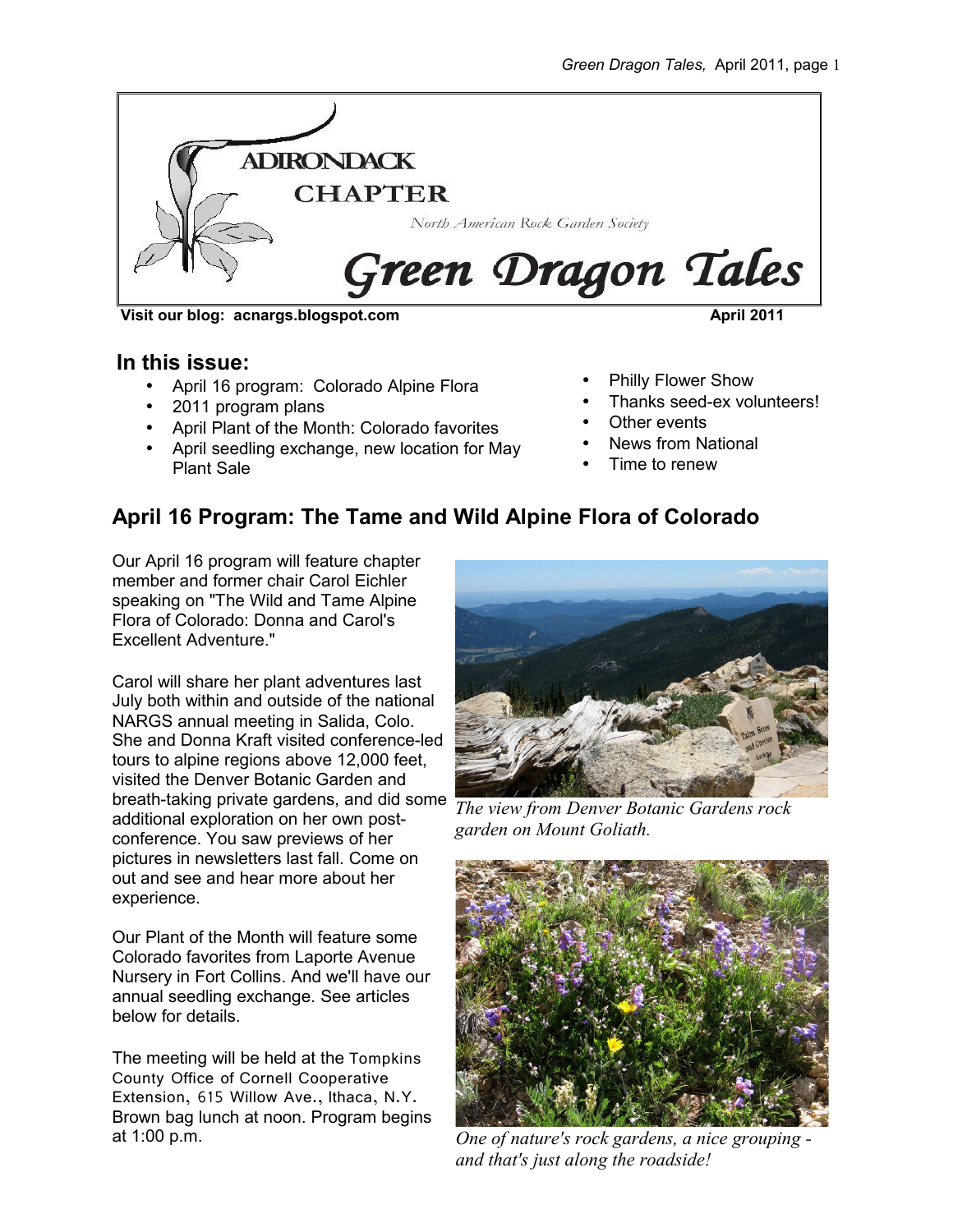ADIRONDACK CHAPTER

North American Rock Garden Society

# Green Dragon Tales

**Visit our blog: acnargs.blogspot.com** **April 2011**

## In this issue:

- April 16 program: Colorado Alpine Flora
- 2011 program plans
- April Plant of the Month: Colorado favorites
- April seedling exchange, new location for May Plant Sale
- Philly Flower Show
- Thanks seed-ex volunteers!
- Other events
- News from National
- Time to renew

## April 16 Program: The Tame and Wild Alpine Flora of Colorado

Our April 16 program will feature chapter member and former chair Carol Eichler speaking on "The Wild and Tame Alpine Flora of Colorado: Donna and Carol's Excellent Adventure."

Carol will share her plant adventures last July both within and outside of the national NARGS annual meeting in Salida, Colo. She and Donna Kraft visited conference-led tours to alpine regions above 12,000 feet, visited the Denver Botanic Garden and breath-taking private gardens, and did some additional exploration on her own post-conference. You saw previews of her pictures in newsletters last fall. Come on out and see and hear more about her experience.

Our Plant of the Month will feature some Colorado favorites from Laporte Avenue Nursery in Fort Collins. And we'll have our annual seedling exchange. See articles below for details.

The meeting will be held at the Tompkins County Office of Cornell Cooperative Extension, 615 Willow Ave., Ithaca, N.Y. Brown bag lunch at noon. Program begins at 1:00 p.m.

*The view from Denver Botanic Gardens rock garden on Mount Goliath.*

*One of nature's rock gardens, a nice grouping - and that's just along the roadside!*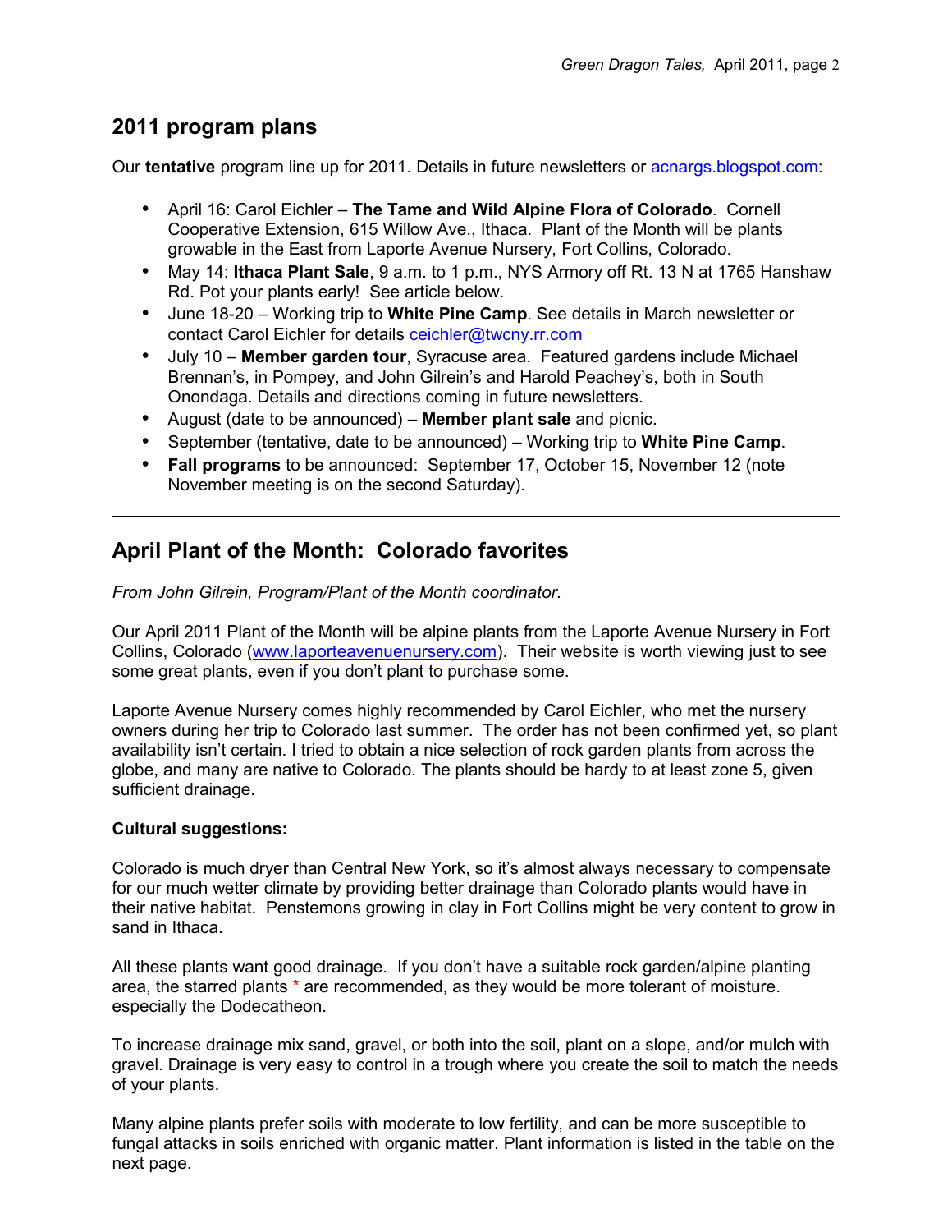## 2011 program plans

Our **tentative** program line up for 2011. Details in future newsletters or acnargs.blogspot.com:

- April 16: Carol Eichler – **The Tame and Wild Alpine Flora of Colorado**. Cornell Cooperative Extension, 615 Willow Ave., Ithaca. Plant of the Month will be plants growable in the East from Laporte Avenue Nursery, Fort Collins, Colorado.
- May 14: **Ithaca Plant Sale**, 9 a.m. to 1 p.m., NYS Armory off Rt. 13 N at 1765 Hanshaw Rd. Pot your plants early! See article below.
- June 18-20 – Working trip to **White Pine Camp**. See details in March newsletter or contact Carol Eichler for details ceichler@twcny.rr.com
- July 10 – **Member garden tour**, Syracuse area. Featured gardens include Michael Brennan's, in Pompey, and John Gilrein's and Harold Peachey's, both in South Onondaga. Details and directions coming in future newsletters.
- August (date to be announced) – **Member plant sale** and picnic.
- September (tentative, date to be announced) – Working trip to **White Pine Camp**.
- **Fall programs** to be announced: September 17, October 15, November 12 (note November meeting is on the second Saturday).

---

## April Plant of the Month: Colorado favorites

*From John Gilrein, Program/Plant of the Month coordinator.*

Our April 2011 Plant of the Month will be alpine plants from the Laporte Avenue Nursery in Fort Collins, Colorado (www.laporteavenuenursery.com). Their website is worth viewing just to see some great plants, even if you don't plant to purchase some.

Laporte Avenue Nursery comes highly recommended by Carol Eichler, who met the nursery owners during her trip to Colorado last summer. The order has not been confirmed yet, so plant availability isn't certain. I tried to obtain a nice selection of rock garden plants from across the globe, and many are native to Colorado. The plants should be hardy to at least zone 5, given sufficient drainage.

**Cultural suggestions:**

Colorado is much dryer than Central New York, so it's almost always necessary to compensate for our much wetter climate by providing better drainage than Colorado plants would have in their native habitat. Penstemons growing in clay in Fort Collins might be very content to grow in sand in Ithaca.

All these plants want good drainage. If you don't have a suitable rock garden/alpine planting area, the starred plants * are recommended, as they would be more tolerant of moisture. especially the Dodecatheon.

To increase drainage mix sand, gravel, or both into the soil, plant on a slope, and/or mulch with gravel. Drainage is very easy to control in a trough where you create the soil to match the needs of your plants.

Many alpine plants prefer soils with moderate to low fertility, and can be more susceptible to fungal attacks in soils enriched with organic matter. Plant information is listed in the table on the next page.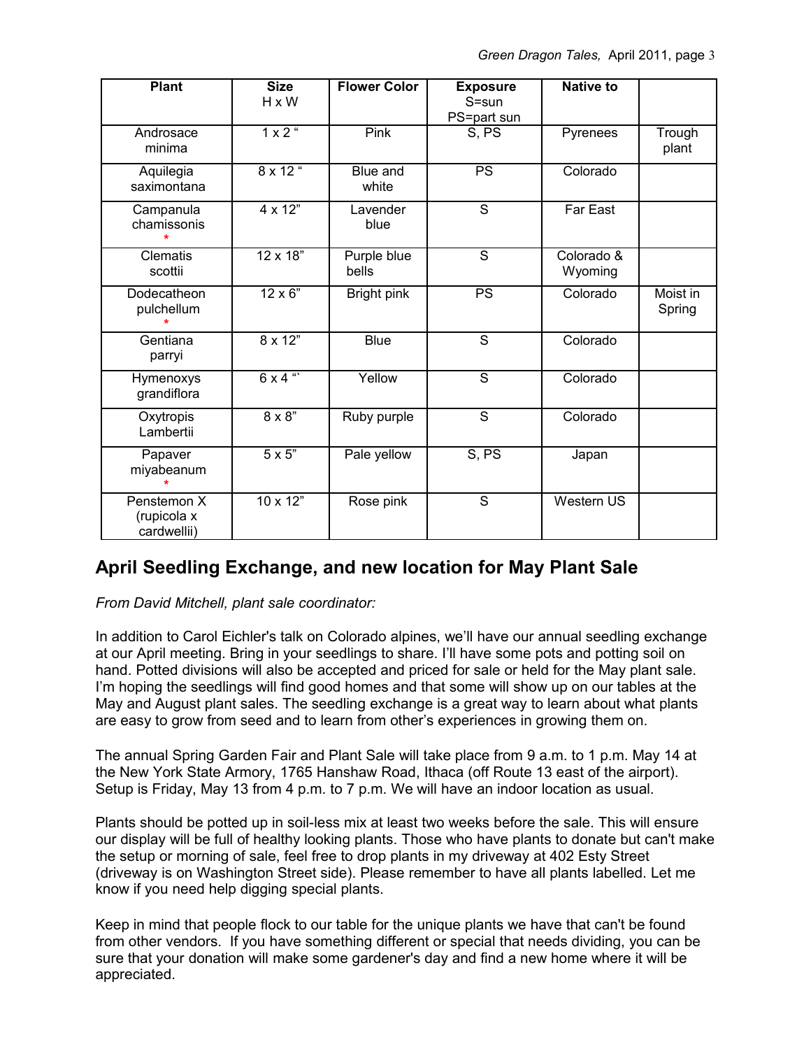| Plant | Size H x W | Flower Color | Exposure S=sun PS=part sun | Native to | |
|---|---|---|---|---|---|
| Androsace minima | 1 x 2 " | Pink | S, PS | Pyrenees | Trough plant |
| Aquilegia saximontana | 8 x 12 " | Blue and white | PS | Colorado | |
| Campanula chamissonis * | 4 x 12" | Lavender blue | S | Far East | |
| Clematis scottii | 12 x 18" | Purple blue bells | S | Colorado & Wyoming | |
| Dodecatheon pulchellum * | 12 x 6" | Bright pink | PS | Colorado | Moist in Spring |
| Gentiana parryi | 8 x 12" | Blue | S | Colorado | |
| Hymenoxys grandiflora | 6 x 4 "` | Yellow | S | Colorado | |
| Oxytropis Lambertii | 8 x 8" | Ruby purple | S | Colorado | |
| Papaver miyabeanum * | 5 x 5" | Pale yellow | S, PS | Japan | |
| Penstemon X (rupicola x cardwellii) | 10 x 12" | Rose pink | S | Western US | |

## April Seedling Exchange, and new location for May Plant Sale

*From David Mitchell, plant sale coordinator:*

In addition to Carol Eichler's talk on Colorado alpines, we'll have our annual seedling exchange at our April meeting. Bring in your seedlings to share. I'll have some pots and potting soil on hand. Potted divisions will also be accepted and priced for sale or held for the May plant sale. I'm hoping the seedlings will find good homes and that some will show up on our tables at the May and August plant sales. The seedling exchange is a great way to learn about what plants are easy to grow from seed and to learn from other's experiences in growing them on.

The annual Spring Garden Fair and Plant Sale will take place from 9 a.m. to 1 p.m. May 14 at the New York State Armory, 1765 Hanshaw Road, Ithaca (off Route 13 east of the airport). Setup is Friday, May 13 from 4 p.m. to 7 p.m. We will have an indoor location as usual.

Plants should be potted up in soil-less mix at least two weeks before the sale. This will ensure our display will be full of healthy looking plants. Those who have plants to donate but can't make the setup or morning of sale, feel free to drop plants in my driveway at 402 Esty Street (driveway is on Washington Street side). Please remember to have all plants labelled. Let me know if you need help digging special plants.

Keep in mind that people flock to our table for the unique plants we have that can't be found from other vendors. If you have something different or special that needs dividing, you can be sure that your donation will make some gardener's day and find a new home where it will be appreciated.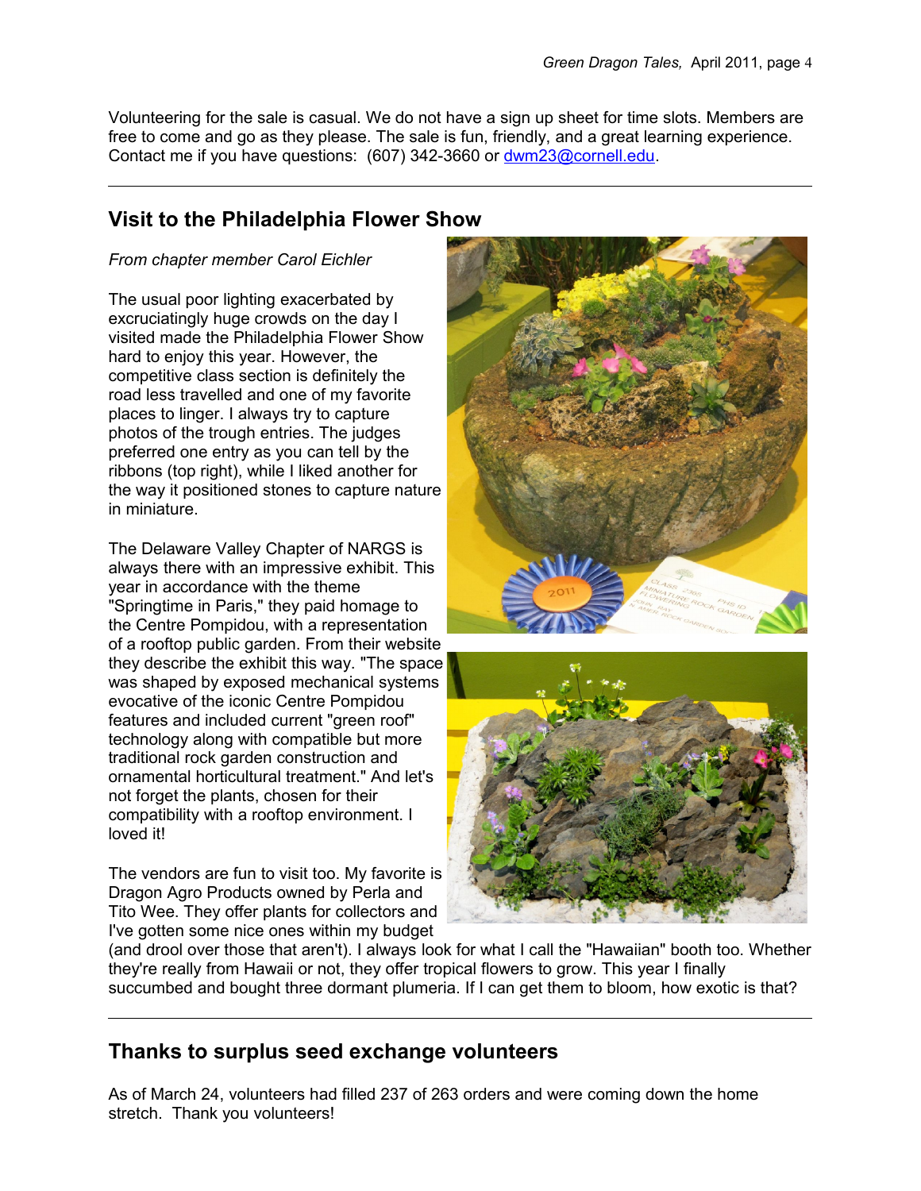Volunteering for the sale is casual. We do not have a sign up sheet for time slots. Members are free to come and go as they please. The sale is fun, friendly, and a great learning experience. Contact me if you have questions: (607) 342-3660 or dwm23@cornell.edu.

---

## Visit to the Philadelphia Flower Show

*From chapter member Carol Eichler*

The usual poor lighting exacerbated by excruciatingly huge crowds on the day I visited made the Philadelphia Flower Show hard to enjoy this year. However, the competitive class section is definitely the road less travelled and one of my favorite places to linger. I always try to capture photos of the trough entries. The judges preferred one entry as you can tell by the ribbons (top right), while I liked another for the way it positioned stones to capture nature in miniature.

The Delaware Valley Chapter of NARGS is always there with an impressive exhibit. This year in accordance with the theme "Springtime in Paris," they paid homage to the Centre Pompidou, with a representation of a rooftop public garden. From their website they describe the exhibit this way. "The space was shaped by exposed mechanical systems evocative of the iconic Centre Pompidou features and included current "green roof" technology along with compatible but more traditional rock garden construction and ornamental horticultural treatment." And let's not forget the plants, chosen for their compatibility with a rooftop environment. I loved it!

The vendors are fun to visit too. My favorite is Dragon Agro Products owned by Perla and Tito Wee. They offer plants for collectors and I've gotten some nice ones within my budget (and drool over those that aren't). I always look for what I call the "Hawaiian" booth too. Whether they're really from Hawaii or not, they offer tropical flowers to grow. This year I finally succumbed and bought three dormant plumeria. If I can get them to bloom, how exotic is that?

---

## Thanks to surplus seed exchange volunteers

As of March 24, volunteers had filled 237 of 263 orders and were coming down the home stretch. Thank you volunteers!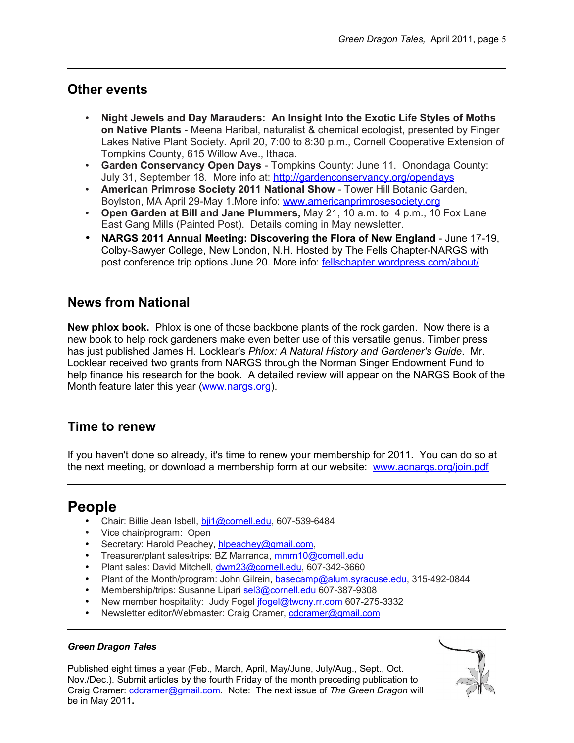## Other events

- **Night Jewels and Day Marauders: An Insight Into the Exotic Life Styles of Moths on Native Plants** - Meena Haribal, naturalist & chemical ecologist, presented by Finger Lakes Native Plant Society. April 20, 7:00 to 8:30 p.m., Cornell Cooperative Extension of Tompkins County, 615 Willow Ave., Ithaca.
- **Garden Conservancy Open Days** - Tompkins County: June 11. Onondaga County: July 31, September 18. More info at: http://gardenconservancy.org/opendays
- **American Primrose Society 2011 National Show** - Tower Hill Botanic Garden, Boylston, MA April 29-May 1.More info: www.americanprimrosesociety.org
- **Open Garden at Bill and Jane Plummers,** May 21, 10 a.m. to 4 p.m., 10 Fox Lane East Gang Mills (Painted Post). Details coming in May newsletter.
- **NARGS 2011 Annual Meeting: Discovering the Flora of New England** - June 17-19, Colby-Sawyer College, New London, N.H. Hosted by The Fells Chapter-NARGS with post conference trip options June 20. More info: fellschapter.wordpress.com/about/

## News from National

**New phlox book.** Phlox is one of those backbone plants of the rock garden. Now there is a new book to help rock gardeners make even better use of this versatile genus. Timber press has just published James H. Locklear's *Phlox: A Natural History and Gardener's Guide*. Mr. Locklear received two grants from NARGS through the Norman Singer Endowment Fund to help finance his research for the book. A detailed review will appear on the NARGS Book of the Month feature later this year (www.nargs.org).

## Time to renew

If you haven't done so already, it's time to renew your membership for 2011. You can do so at the next meeting, or download a membership form at our website: www.acnargs.org/join.pdf

# People

- Chair: Billie Jean Isbell, bji1@cornell.edu, 607-539-6484
- Vice chair/program: Open
- Secretary: Harold Peachey, hlpeachey@gmail.com,
- Treasurer/plant sales/trips: BZ Marranca, mmm10@cornell.edu
- Plant sales: David Mitchell, dwm23@cornell.edu, 607-342-3660
- Plant of the Month/program: John Gilrein, basecamp@alum.syracuse.edu, 315-492-0844
- Membership/trips: Susanne Lipari sel3@cornell.edu 607-387-9308
- New member hospitality: Judy Fogel jfogel@twcny.rr.com 607-275-3332
- Newsletter editor/Webmaster: Craig Cramer, cdcramer@gmail.com

***Green Dragon Tales***

Published eight times a year (Feb., March, April, May/June, July/Aug., Sept., Oct. Nov./Dec.). Submit articles by the fourth Friday of the month preceding publication to Craig Cramer: cdcramer@gmail.com. Note: The next issue of *The Green Dragon* will be in May 2011**.**